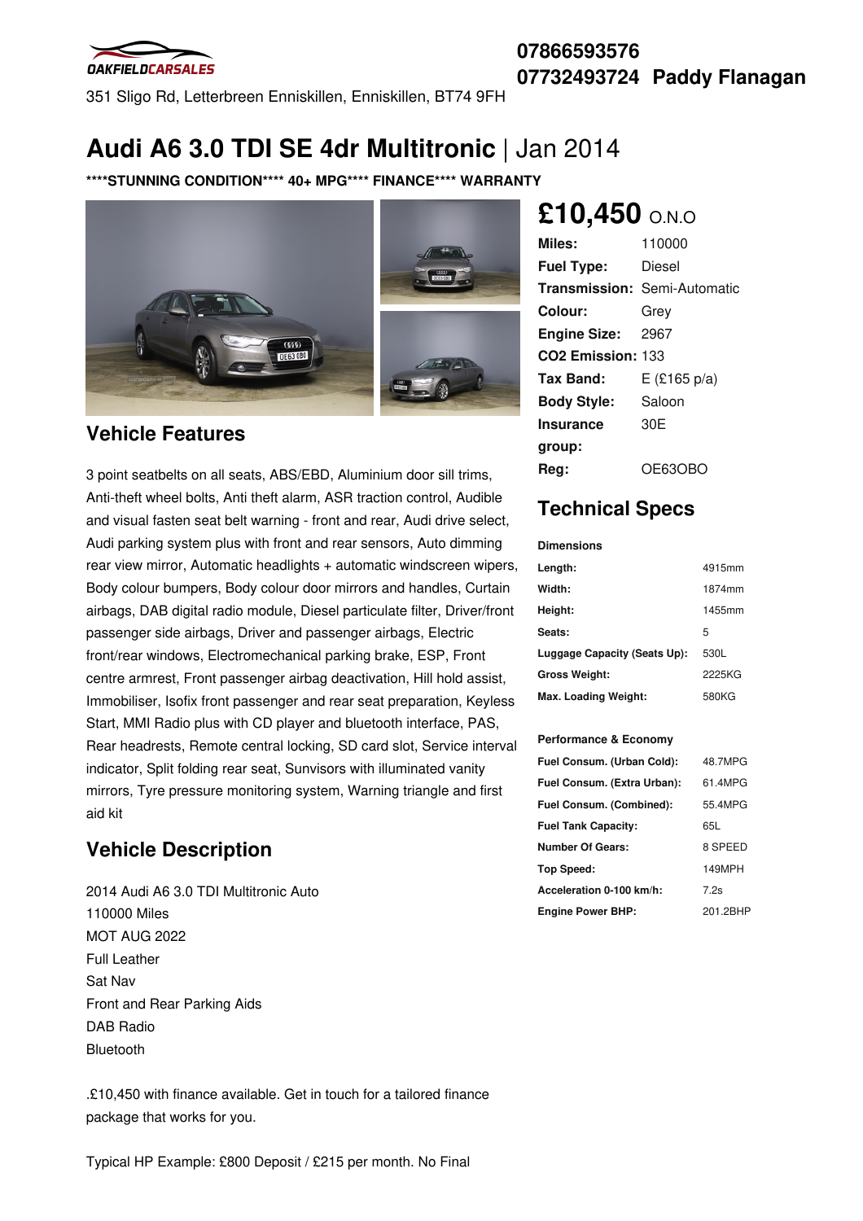OAKFIELDCARSALES

351 Sligo Rd, Letterbreen Enniskillen, Enniskillen, BT74 9FH

**07866593576**
**07732493724 Paddy Flanagan**

# Audi A6 3.0 TDI SE 4dr Multitronic | Jan 2014

**\*\*\*\*STUNNING CONDITION\*\*\*\* 40+ MPG\*\*\*\* FINANCE\*\*\*\* WARRANTY**

## £10,450 O.N.O

| | |
|---|---|
| **Miles:** | 110000 |
| **Fuel Type:** | Diesel |
| **Transmission:** | Semi-Automatic |
| **Colour:** | Grey |
| **Engine Size:** | 2967 |
| **CO2 Emission:** | 133 |
| **Tax Band:** | E (£165 p/a) |
| **Body Style:** | Saloon |
| **Insurance group:** | 30E |
| **Reg:** | OE63OBO |

## Vehicle Features

3 point seatbelts on all seats, ABS/EBD, Aluminium door sill trims, Anti-theft wheel bolts, Anti theft alarm, ASR traction control, Audible and visual fasten seat belt warning - front and rear, Audi drive select, Audi parking system plus with front and rear sensors, Auto dimming rear view mirror, Automatic headlights + automatic windscreen wipers, Body colour bumpers, Body colour door mirrors and handles, Curtain airbags, DAB digital radio module, Diesel particulate filter, Driver/front passenger side airbags, Driver and passenger airbags, Electric front/rear windows, Electromechanical parking brake, ESP, Front centre armrest, Front passenger airbag deactivation, Hill hold assist, Immobiliser, Isofix front passenger and rear seat preparation, Keyless Start, MMI Radio plus with CD player and bluetooth interface, PAS, Rear headrests, Remote central locking, SD card slot, Service interval indicator, Split folding rear seat, Sunvisors with illuminated vanity mirrors, Tyre pressure monitoring system, Warning triangle and first aid kit

## Vehicle Description

2014 Audi A6 3.0 TDI Multitronic Auto
110000 Miles
MOT AUG 2022
Full Leather
Sat Nav
Front and Rear Parking Aids
DAB Radio
Bluetooth

.£10,450 with finance available. Get in touch for a tailored finance package that works for you.

Typical HP Example: £800 Deposit / £215 per month. No Final

## Technical Specs

**Dimensions**

| | |
|---|---|
| **Length:** | 4915mm |
| **Width:** | 1874mm |
| **Height:** | 1455mm |
| **Seats:** | 5 |
| **Luggage Capacity (Seats Up):** | 530L |
| **Gross Weight:** | 2225KG |
| **Max. Loading Weight:** | 580KG |

**Performance & Economy**

| | |
|---|---|
| **Fuel Consum. (Urban Cold):** | 48.7MPG |
| **Fuel Consum. (Extra Urban):** | 61.4MPG |
| **Fuel Consum. (Combined):** | 55.4MPG |
| **Fuel Tank Capacity:** | 65L |
| **Number Of Gears:** | 8 SPEED |
| **Top Speed:** | 149MPH |
| **Acceleration 0-100 km/h:** | 7.2s |
| **Engine Power BHP:** | 201.2BHP |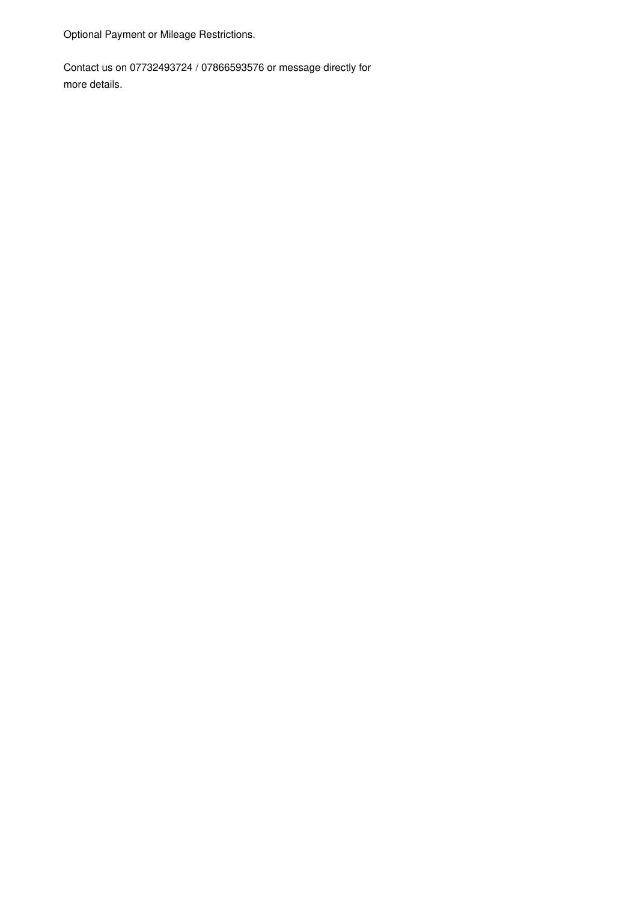Optional Payment or Mileage Restrictions.

Contact us on 07732493724 / 07866593576 or message directly for more details.